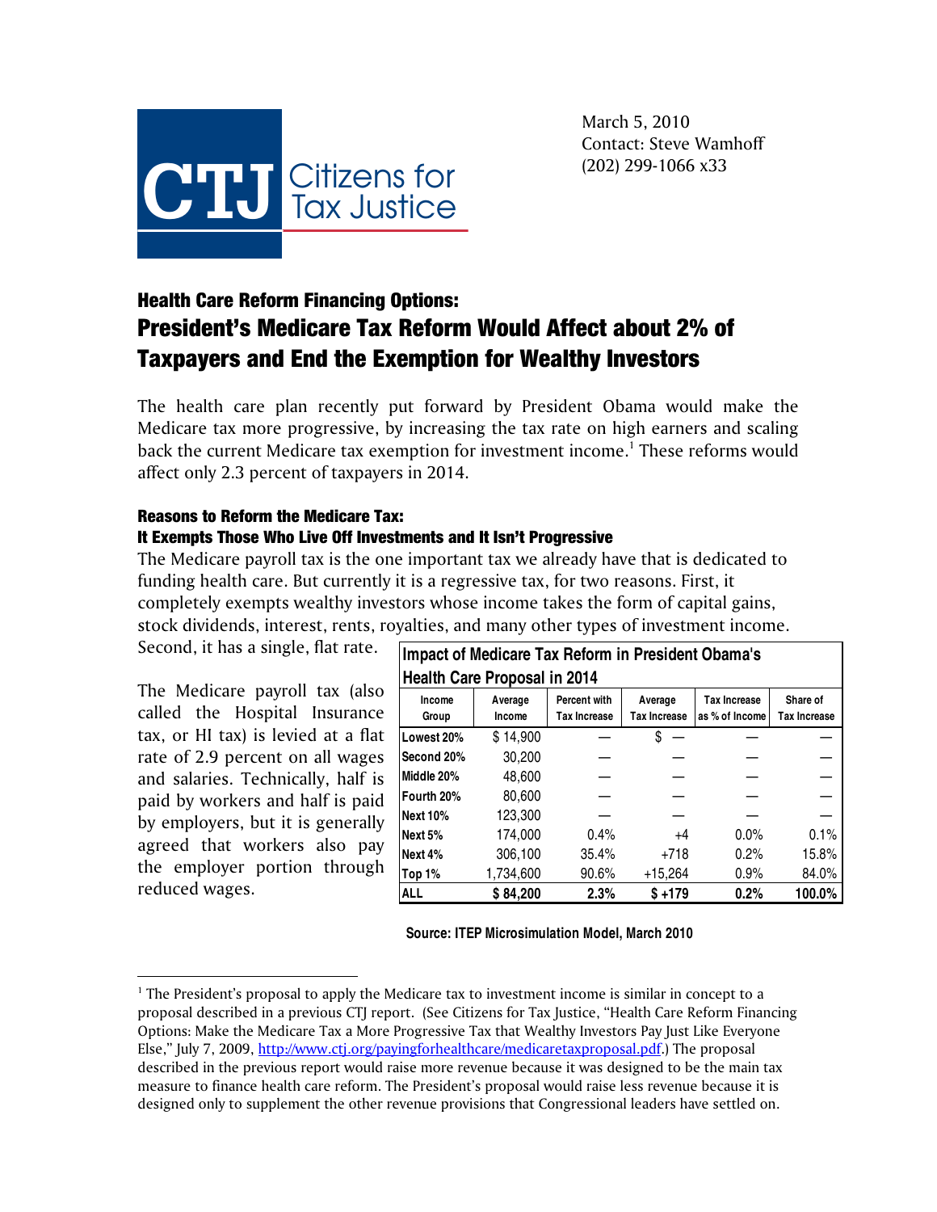Citizens for Tax Justice

March 5, 2010
Contact: Steve Wamhoff
(202) 299-1066 x33

## Health Care Reform Financing Options:

# President's Medicare Tax Reform Would Affect about 2% of Taxpayers and End the Exemption for Wealthy Investors

The health care plan recently put forward by President Obama would make the Medicare tax more progressive, by increasing the tax rate on high earners and scaling back the current Medicare tax exemption for investment income.[1] These reforms would affect only 2.3 percent of taxpayers in 2014.

### Reasons to Reform the Medicare Tax: It Exempts Those Who Live Off Investments and It Isn't Progressive

The Medicare payroll tax is the one important tax we already have that is dedicated to funding health care. But currently it is a regressive tax, for two reasons. First, it completely exempts wealthy investors whose income takes the form of capital gains, stock dividends, interest, rents, royalties, and many other types of investment income. Second, it has a single, flat rate.

The Medicare payroll tax (also called the Hospital Insurance tax, or HI tax) is levied at a flat rate of 2.9 percent on all wages and salaries. Technically, half is paid by workers and half is paid by employers, but it is generally agreed that workers also pay the employer portion through reduced wages.

**Impact of Medicare Tax Reform in President Obama's Health Care Proposal in 2014**

| Income Group | Average Income | Percent with Tax Increase | Average Tax Increase | Tax Increase as % of Income | Share of Tax Increase |
|---|---|---|---|---|---|
| Lowest 20% | $ 14,900 | — | $ — | — | — |
| Second 20% | 30,200 | — | — | — | — |
| Middle 20% | 48,600 | — | — | — | — |
| Fourth 20% | 80,600 | — | — | — | — |
| Next 10% | 123,300 | — | — | — | — |
| Next 5% | 174,000 | 0.4% | +4 | 0.0% | 0.1% |
| Next 4% | 306,100 | 35.4% | +718 | 0.2% | 15.8% |
| Top 1% | 1,734,600 | 90.6% | +15,264 | 0.9% | 84.0% |
| **ALL** | **$ 84,200** | **2.3%** | **$ +179** | **0.2%** | **100.0%** |

**Source: ITEP Microsimulation Model, March 2010**

[1] The President's proposal to apply the Medicare tax to investment income is similar in concept to a proposal described in a previous CTJ report. (See Citizens for Tax Justice, "Health Care Reform Financing Options: Make the Medicare Tax a More Progressive Tax that Wealthy Investors Pay Just Like Everyone Else," July 7, 2009, http://www.ctj.org/payingforhealthcare/medicaretaxproposal.pdf.) The proposal described in the previous report would raise more revenue because it was designed to be the main tax measure to finance health care reform. The President's proposal would raise less revenue because it is designed only to supplement the other revenue provisions that Congressional leaders have settled on.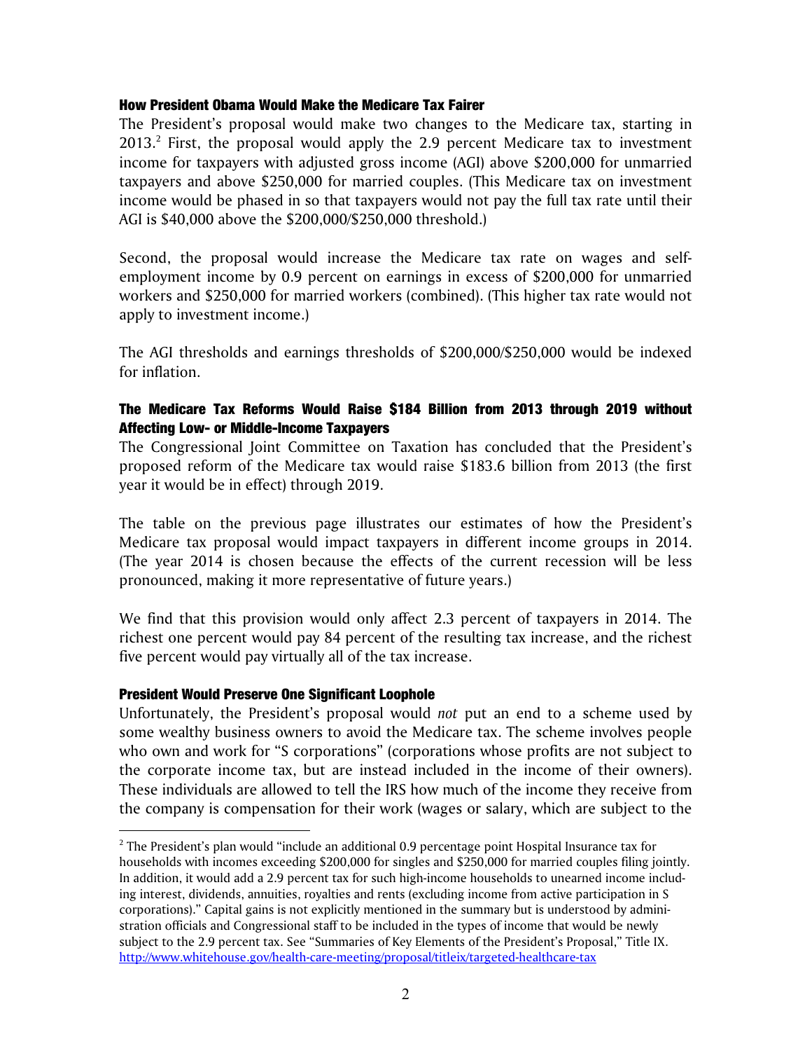### How President Obama Would Make the Medicare Tax Fairer

The President's proposal would make two changes to the Medicare tax, starting in 2013.[2] First, the proposal would apply the 2.9 percent Medicare tax to investment income for taxpayers with adjusted gross income (AGI) above $200,000 for unmarried taxpayers and above $250,000 for married couples. (This Medicare tax on investment income would be phased in so that taxpayers would not pay the full tax rate until their AGI is $40,000 above the $200,000/$250,000 threshold.)

Second, the proposal would increase the Medicare tax rate on wages and self-employment income by 0.9 percent on earnings in excess of $200,000 for unmarried workers and $250,000 for married workers (combined). (This higher tax rate would not apply to investment income.)

The AGI thresholds and earnings thresholds of $200,000/$250,000 would be indexed for inflation.

### The Medicare Tax Reforms Would Raise $184 Billion from 2013 through 2019 without Affecting Low- or Middle-Income Taxpayers

The Congressional Joint Committee on Taxation has concluded that the President's proposed reform of the Medicare tax would raise $183.6 billion from 2013 (the first year it would be in effect) through 2019.

The table on the previous page illustrates our estimates of how the President's Medicare tax proposal would impact taxpayers in different income groups in 2014. (The year 2014 is chosen because the effects of the current recession will be less pronounced, making it more representative of future years.)

We find that this provision would only affect 2.3 percent of taxpayers in 2014. The richest one percent would pay 84 percent of the resulting tax increase, and the richest five percent would pay virtually all of the tax increase.

### President Would Preserve One Significant Loophole

Unfortunately, the President's proposal would *not* put an end to a scheme used by some wealthy business owners to avoid the Medicare tax. The scheme involves people who own and work for "S corporations" (corporations whose profits are not subject to the corporate income tax, but are instead included in the income of their owners). These individuals are allowed to tell the IRS how much of the income they receive from the company is compensation for their work (wages or salary, which are subject to the

---

[2] The President's plan would "include an additional 0.9 percentage point Hospital Insurance tax for households with incomes exceeding $200,000 for singles and $250,000 for married couples filing jointly. In addition, it would add a 2.9 percent tax for such high-income households to unearned income including interest, dividends, annuities, royalties and rents (excluding income from active participation in S corporations)." Capital gains is not explicitly mentioned in the summary but is understood by administration officials and Congressional staff to be included in the types of income that would be newly subject to the 2.9 percent tax. See "Summaries of Key Elements of the President's Proposal," Title IX. http://www.whitehouse.gov/health-care-meeting/proposal/titleix/targeted-healthcare-tax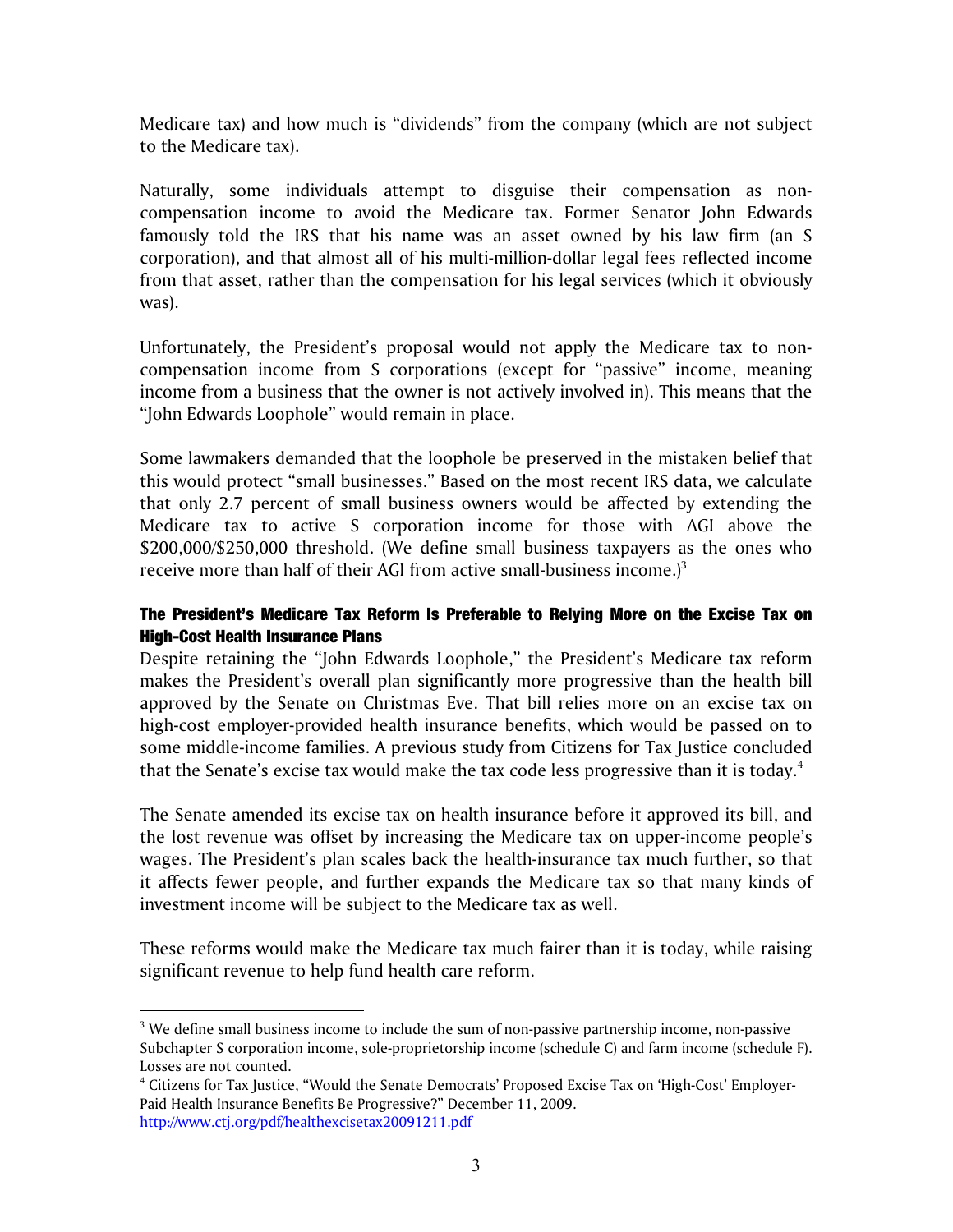Medicare tax) and how much is "dividends" from the company (which are not subject to the Medicare tax).

Naturally, some individuals attempt to disguise their compensation as non-compensation income to avoid the Medicare tax. Former Senator John Edwards famously told the IRS that his name was an asset owned by his law firm (an S corporation), and that almost all of his multi-million-dollar legal fees reflected income from that asset, rather than the compensation for his legal services (which it obviously was).

Unfortunately, the President's proposal would not apply the Medicare tax to non-compensation income from S corporations (except for "passive" income, meaning income from a business that the owner is not actively involved in). This means that the "John Edwards Loophole" would remain in place.

Some lawmakers demanded that the loophole be preserved in the mistaken belief that this would protect "small businesses." Based on the most recent IRS data, we calculate that only 2.7 percent of small business owners would be affected by extending the Medicare tax to active S corporation income for those with AGI above the $200,000/$250,000 threshold. (We define small business taxpayers as the ones who receive more than half of their AGI from active small-business income.)[3]

### The President's Medicare Tax Reform Is Preferable to Relying More on the Excise Tax on High-Cost Health Insurance Plans

Despite retaining the "John Edwards Loophole," the President's Medicare tax reform makes the President's overall plan significantly more progressive than the health bill approved by the Senate on Christmas Eve. That bill relies more on an excise tax on high-cost employer-provided health insurance benefits, which would be passed on to some middle-income families. A previous study from Citizens for Tax Justice concluded that the Senate's excise tax would make the tax code less progressive than it is today.[4]

The Senate amended its excise tax on health insurance before it approved its bill, and the lost revenue was offset by increasing the Medicare tax on upper-income people's wages. The President's plan scales back the health-insurance tax much further, so that it affects fewer people, and further expands the Medicare tax so that many kinds of investment income will be subject to the Medicare tax as well.

These reforms would make the Medicare tax much fairer than it is today, while raising significant revenue to help fund health care reform.

---

[3] We define small business income to include the sum of non-passive partnership income, non-passive Subchapter S corporation income, sole-proprietorship income (schedule C) and farm income (schedule F). Losses are not counted.

[4] Citizens for Tax Justice, "Would the Senate Democrats' Proposed Excise Tax on 'High-Cost' Employer-Paid Health Insurance Benefits Be Progressive?" December 11, 2009. http://www.ctj.org/pdf/healthexcisetax20091211.pdf